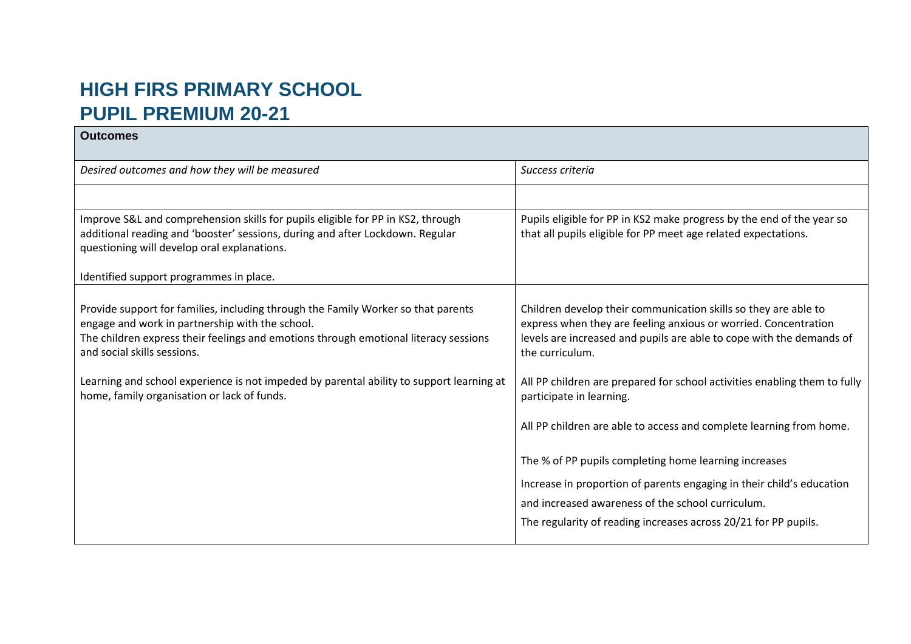# HIGH FIRS PRIMARY SCHOOL
# PUPIL PREMIUM 20-21

| **Outcomes** | |
|---|---|
| *Desired outcomes and how they will be measured* | *Success criteria* |
| | |
| Improve S&L and comprehension skills for pupils eligible for PP in KS2, through additional reading and 'booster' sessions, during and after Lockdown. Regular questioning will develop oral explanations.<br><br>Identified support programmes in place. | Pupils eligible for PP in KS2 make progress by the end of the year so that all pupils eligible for PP meet age related expectations. |
| Provide support for families, including through the Family Worker so that parents engage and work in partnership with the school.<br>The children express their feelings and emotions through emotional literacy sessions and social skills sessions.<br><br>Learning and school experience is not impeded by parental ability to support learning at home, family organisation or lack of funds. | Children develop their communication skills so they are able to express when they are feeling anxious or worried. Concentration levels are increased and pupils are able to cope with the demands of the curriculum.<br><br>All PP children are prepared for school activities enabling them to fully participate in learning.<br><br>All PP children are able to access and complete learning from home.<br><br>The % of PP pupils completing home learning increases<br><br>Increase in proportion of parents engaging in their child's education<br><br>and increased awareness of the school curriculum.<br><br>The regularity of reading increases across 20/21 for PP pupils. |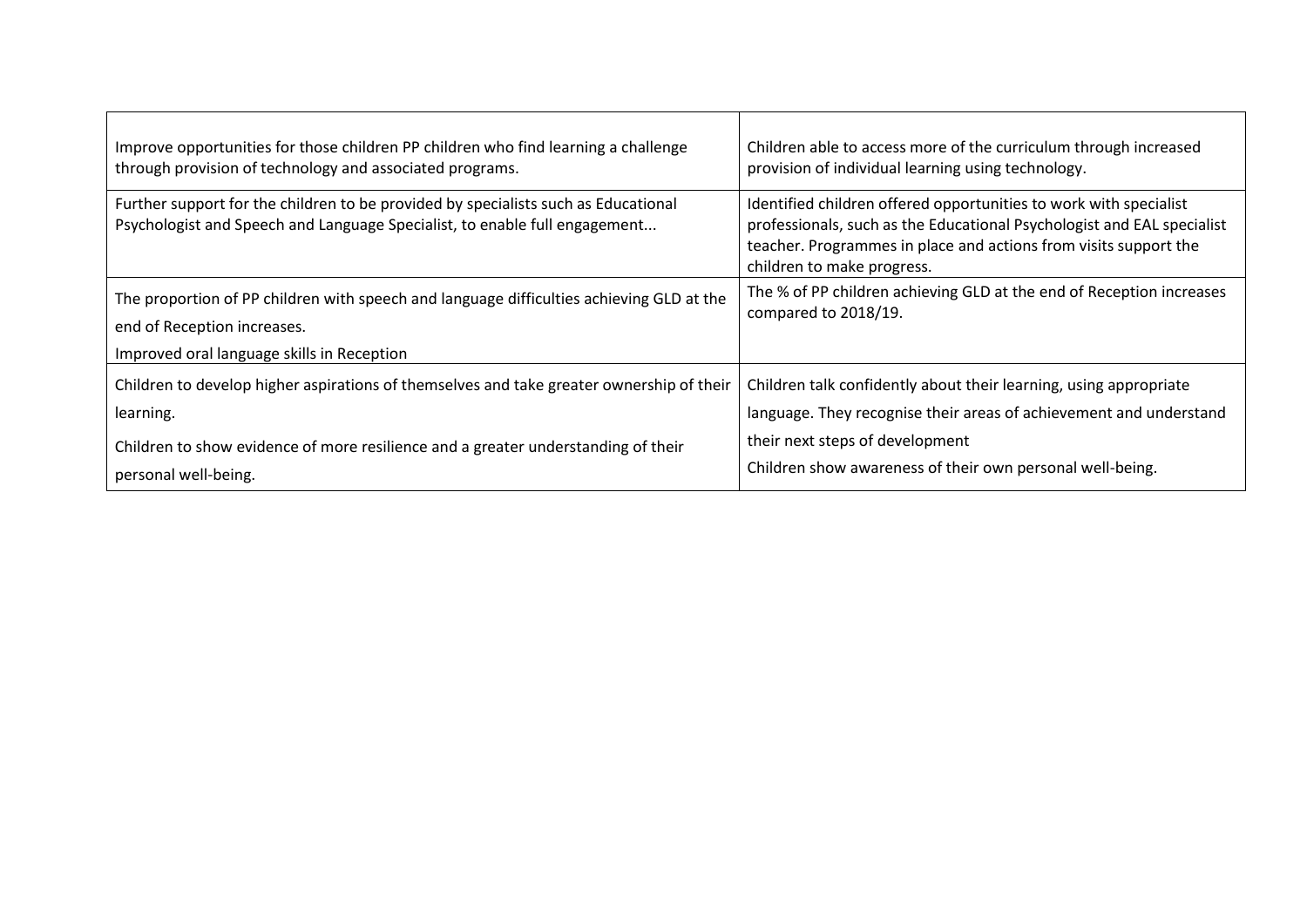| | |
|---|---|
| Improve opportunities for those children PP children who find learning a challenge through provision of technology and associated programs. | Children able to access more of the curriculum through increased provision of individual learning using technology. |
| Further support for the children to be provided by specialists such as Educational Psychologist and Speech and Language Specialist, to enable full engagement... | Identified children offered opportunities to work with specialist professionals, such as the Educational Psychologist and EAL specialist teacher. Programmes in place and actions from visits support the children to make progress. |
| The proportion of PP children with speech and language difficulties achieving GLD at the end of Reception increases.<br>Improved oral language skills in Reception | The % of PP children achieving GLD at the end of Reception increases compared to 2018/19. |
| Children to develop higher aspirations of themselves and take greater ownership of their learning.<br>Children to show evidence of more resilience and a greater understanding of their personal well-being. | Children talk confidently about their learning, using appropriate language. They recognise their areas of achievement and understand their next steps of development<br>Children show awareness of their own personal well-being. |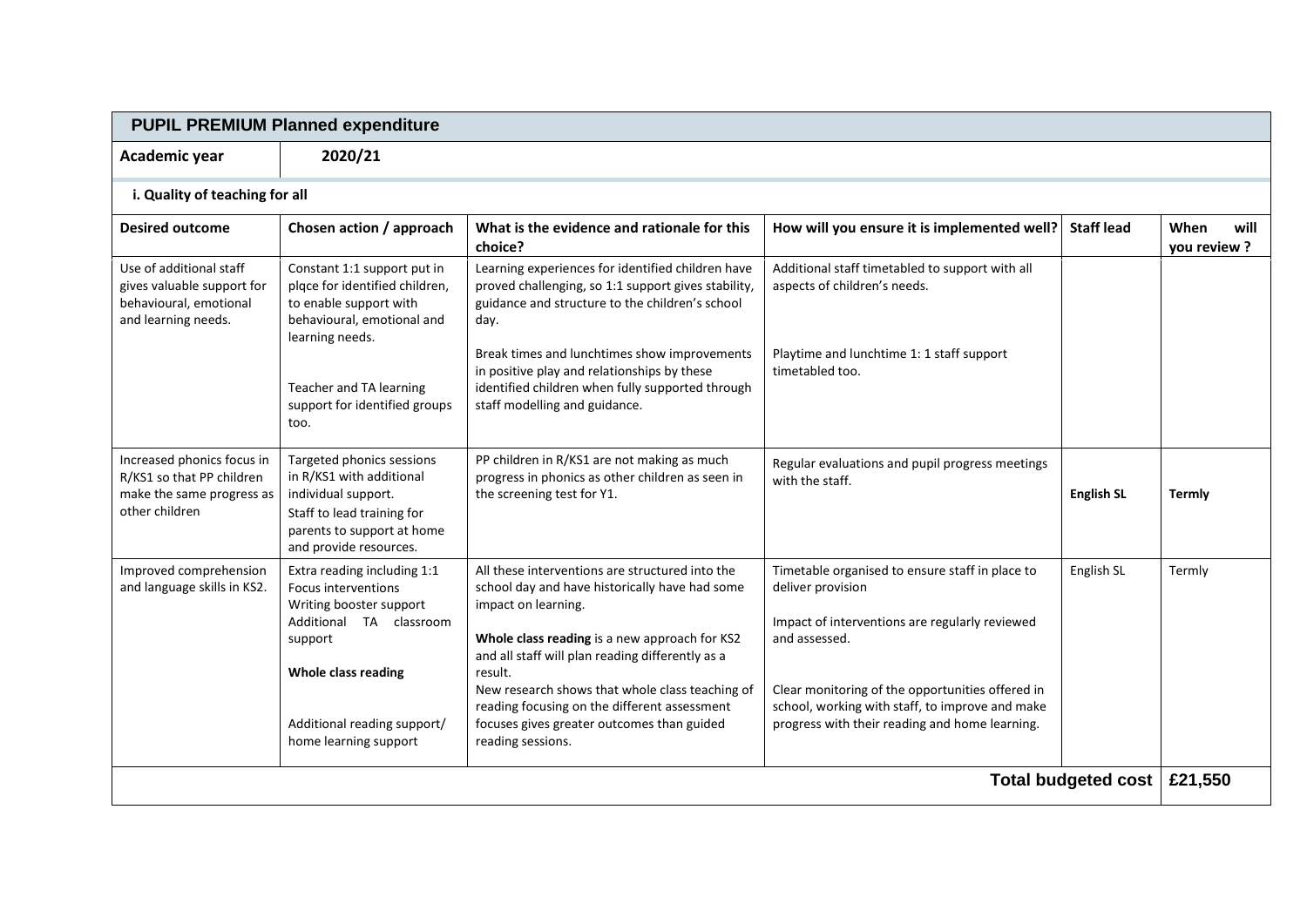## PUPIL PREMIUM Planned expenditure

| Academic year | 2020/21 |
|---|---|

**i. Quality of teaching for all**

| Desired outcome | Chosen action / approach | What is the evidence and rationale for this choice? | How will you ensure it is implemented well? | Staff lead | When will you review ? |
|---|---|---|---|---|---|
| Use of additional staff gives valuable support for behavioural, emotional and learning needs. | Constant 1:1 support put in plqce for identified children, to enable support with behavioural, emotional and learning needs.<br><br>Teacher and TA learning support for identified groups too. | Learning experiences for identified children have proved challenging, so 1:1 support gives stability, guidance and structure to the children's school day.<br><br>Break times and lunchtimes show improvements in positive play and relationships by these identified children when fully supported through staff modelling and guidance. | Additional staff timetabled to support with all aspects of children's needs.<br><br>Playtime and lunchtime 1: 1 staff support timetabled too. | | |
| Increased phonics focus in R/KS1 so that PP children make the same progress as other children | Targeted phonics sessions in R/KS1 with additional individual support.<br>Staff to lead training for parents to support at home and provide resources. | PP children in R/KS1 are not making as much progress in phonics as other children as seen in the screening test for Y1. | Regular evaluations and pupil progress meetings with the staff. | **English SL** | **Termly** |
| Improved comprehension and language skills in KS2. | Extra reading including 1:1<br>Focus interventions<br>Writing booster support<br>Additional TA classroom support<br><br>**Whole class reading**<br><br>Additional reading support/ home learning support | All these interventions are structured into the school day and have historically have had some impact on learning.<br><br>**Whole class reading** is a new approach for KS2 and all staff will plan reading differently as a result.<br>New research shows that whole class teaching of reading focusing on the different assessment focuses gives greater outcomes than guided reading sessions. | Timetable organised to ensure staff in place to deliver provision<br><br>Impact of interventions are regularly reviewed and assessed.<br><br>Clear monitoring of the opportunities offered in school, working with staff, to improve and make progress with their reading and home learning. | English SL | Termly |
| | | | | **Total budgeted cost** | **£21,550** |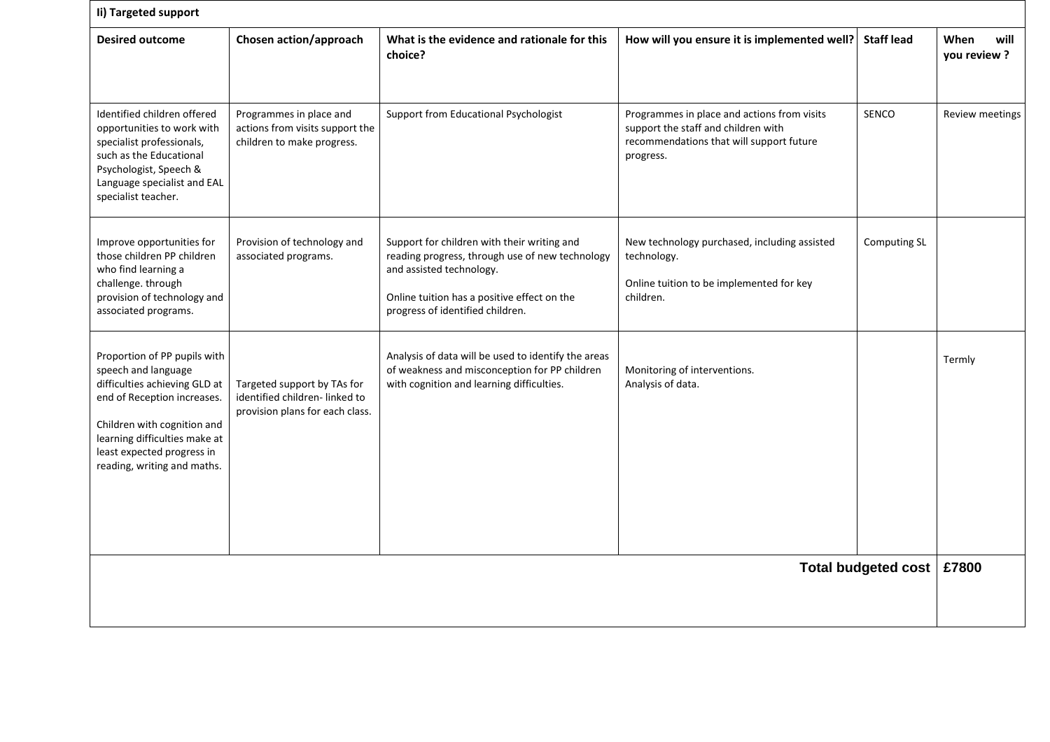| Ii) Targeted support | | | | | |
|---|---|---|---|---|---|
| **Desired outcome** | **Chosen action/approach** | **What is the evidence and rationale for this choice?** | **How will you ensure it is implemented well?** | **Staff lead** | **When will you review ?** |
| Identified children offered opportunities to work with specialist professionals, such as the Educational Psychologist, Speech & Language specialist and EAL specialist teacher. | Programmes in place and actions from visits support the children to make progress. | Support from Educational Psychologist | Programmes in place and actions from visits support the staff and children with recommendations that will support future progress. | SENCO | Review meetings |
| Improve opportunities for those children PP children who find learning a challenge. through provision of technology and associated programs. | Provision of technology and associated programs. | Support for children with their writing and reading progress, through use of new technology and assisted technology.<br><br>Online tuition has a positive effect on the progress of identified children. | New technology purchased, including assisted technology.<br><br>Online tuition to be implemented for key children. | Computing SL | |
| Proportion of PP pupils with speech and language difficulties achieving GLD at end of Reception increases.<br><br>Children with cognition and learning difficulties make at least expected progress in reading, writing and maths. | Targeted support by TAs for identified children- linked to provision plans for each class. | Analysis of data will be used to identify the areas of weakness and misconception for PP children with cognition and learning difficulties. | Monitoring of interventions.<br>Analysis of data. | | Termly |
| | | | | **Total budgeted cost** | **£7800** |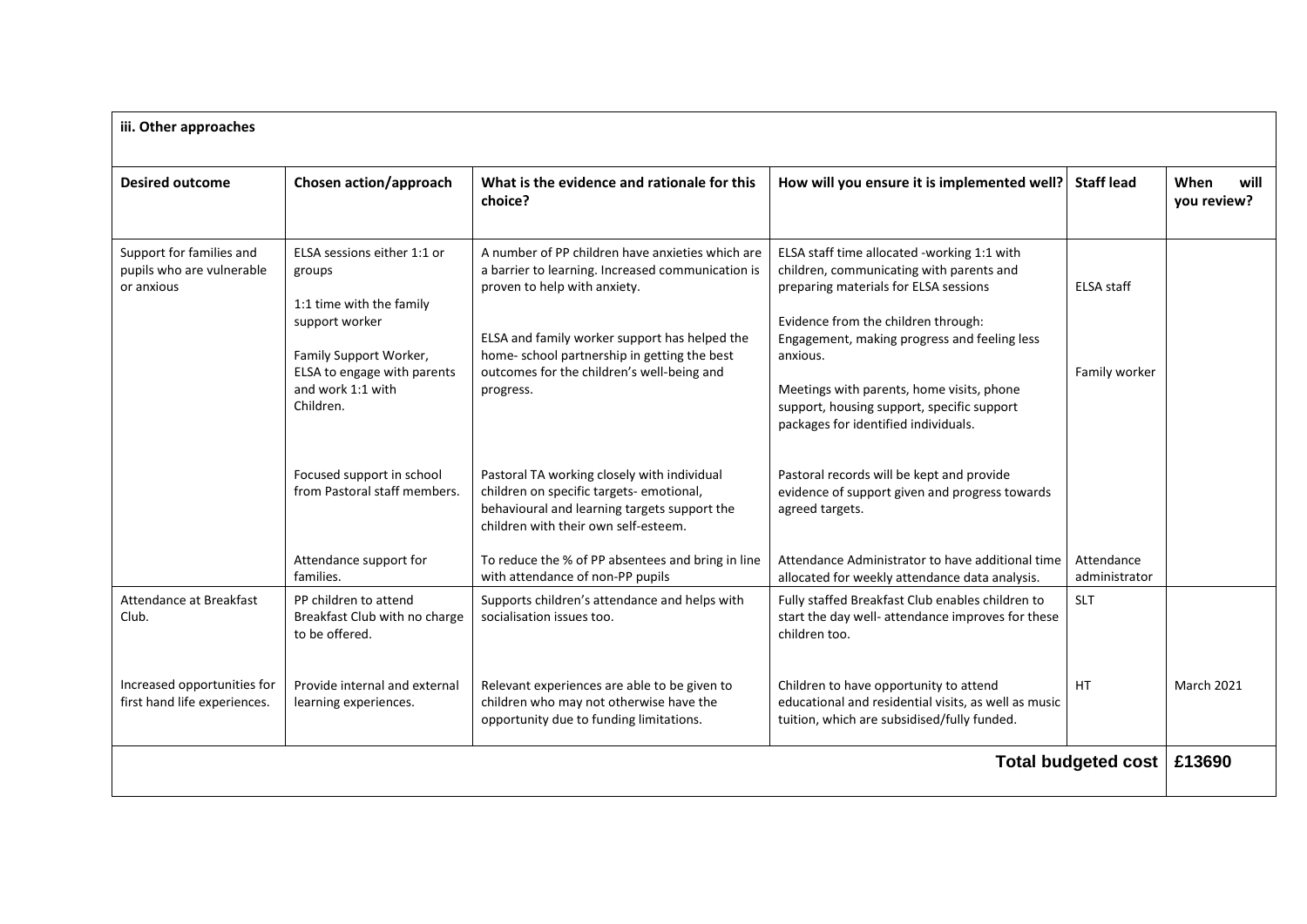| iii. Other approaches | | | | | |
|---|---|---|---|---|---|
| **Desired outcome** | **Chosen action/approach** | **What is the evidence and rationale for this choice?** | **How will you ensure it is implemented well?** | **Staff lead** | **When will you review?** |
| Support for families and pupils who are vulnerable or anxious | ELSA sessions either 1:1 or groups<br><br>1:1 time with the family support worker<br><br>Family Support Worker, ELSA to engage with parents and work 1:1 with Children. | A number of PP children have anxieties which are a barrier to learning. Increased communication is proven to help with anxiety.<br><br>ELSA and family worker support has helped the home- school partnership in getting the best outcomes for the children's well-being and progress. | ELSA staff time allocated -working 1:1 with children, communicating with parents and preparing materials for ELSA sessions<br><br>Evidence from the children through: Engagement, making progress and feeling less anxious.<br><br>Meetings with parents, home visits, phone support, housing support, specific support packages for identified individuals. | ELSA staff<br><br>Family worker | |
| | Focused support in school from Pastoral staff members. | Pastoral TA working closely with individual children on specific targets- emotional, behavioural and learning targets support the children with their own self-esteem. | Pastoral records will be kept and provide evidence of support given and progress towards agreed targets. | | |
| | Attendance support for families. | To reduce the % of PP absentees and bring in line with attendance of non-PP pupils | Attendance Administrator to have additional time allocated for weekly attendance data analysis. | Attendance administrator | |
| Attendance at Breakfast Club. | PP children to attend Breakfast Club with no charge to be offered. | Supports children's attendance and helps with socialisation issues too. | Fully staffed Breakfast Club enables children to start the day well- attendance improves for these children too. | SLT | |
| Increased opportunities for first hand life experiences. | Provide internal and external learning experiences. | Relevant experiences are able to be given to children who may not otherwise have the opportunity due to funding limitations. | Children to have opportunity to attend educational and residential visits, as well as music tuition, which are subsidised/fully funded. | HT | March 2021 |
| | | | | **Total budgeted cost** | **£13690** |